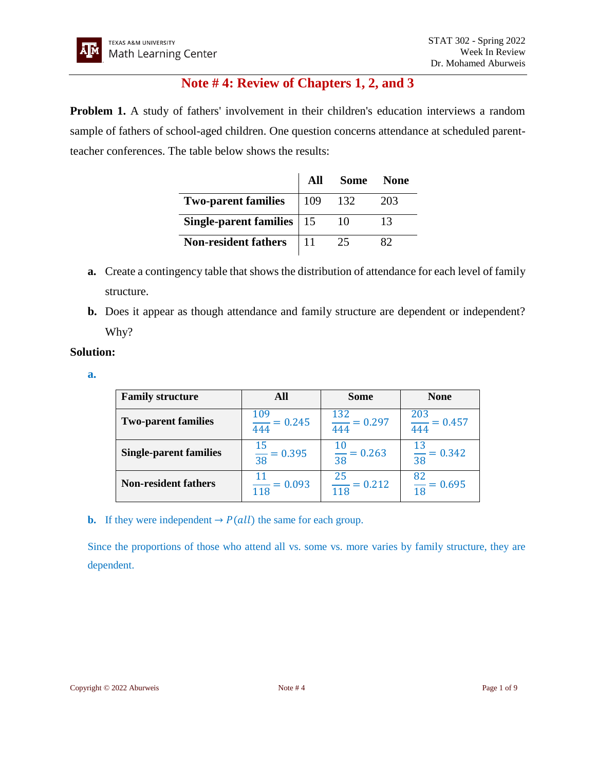# Note # 4: Review of Chapters 1, 2, and 3

**Problem 1.** A study of fathers' involvement in their children's education interviews a random sample of fathers of school-aged children. One question concerns attendance at scheduled parent-teacher conferences. The table below shows the results:

| | All | Some | None |
|---|---|---|---|
| **Two-parent families** | 109 | 132 | 203 |
| **Single-parent families** | 15 | 10 | 13 |
| **Non-resident fathers** | 11 | 25 | 82 |

**a.** Create a contingency table that shows the distribution of attendance for each level of family structure.

**b.** Does it appear as though attendance and family structure are dependent or independent? Why?

**Solution:**

**a.**

| Family structure | All | Some | None |
|---|---|---|---|
| **Two-parent families** | $\frac{109}{444} = 0.245$ | $\frac{132}{444} = 0.297$ | $\frac{203}{444} = 0.457$ |
| **Single-parent families** | $\frac{15}{38} = 0.395$ | $\frac{10}{38} = 0.263$ | $\frac{13}{38} = 0.342$ |
| **Non-resident fathers** | $\frac{11}{118} = 0.093$ | $\frac{25}{118} = 0.212$ | $\frac{82}{18} = 0.695$ |

**b.** If they were independent $\rightarrow P(all)$ the same for each group.

Since the proportions of those who attend all vs. some vs. more varies by family structure, they are dependent.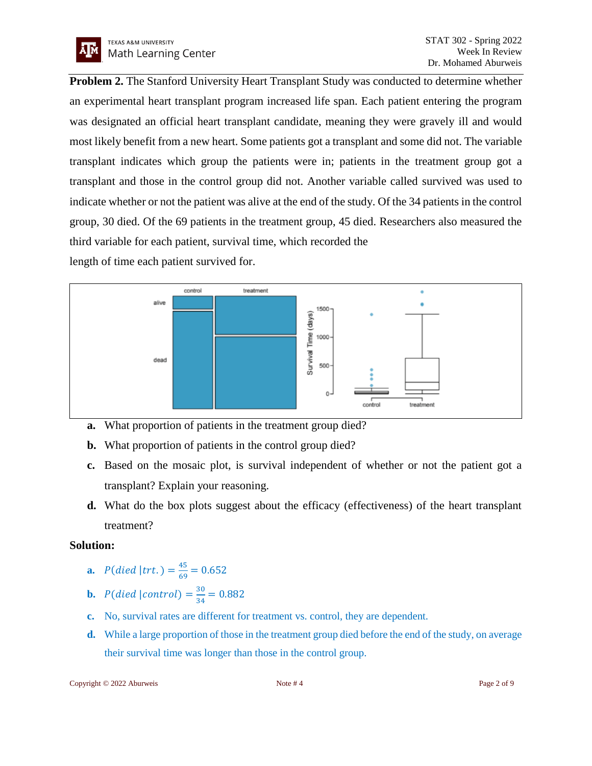**Problem 2.** The Stanford University Heart Transplant Study was conducted to determine whether an experimental heart transplant program increased life span. Each patient entering the program was designated an official heart transplant candidate, meaning they were gravely ill and would most likely benefit from a new heart. Some patients got a transplant and some did not. The variable transplant indicates which group the patients were in; patients in the treatment group got a transplant and those in the control group did not. Another variable called survived was used to indicate whether or not the patient was alive at the end of the study. Of the 34 patients in the control group, 30 died. Of the 69 patients in the treatment group, 45 died. Researchers also measured the third variable for each patient, survival time, which recorded the length of time each patient survived for.

**a.** What proportion of patients in the treatment group died?

**b.** What proportion of patients in the control group died?

**c.** Based on the mosaic plot, is survival independent of whether or not the patient got a transplant? Explain your reasoning.

**d.** What do the box plots suggest about the efficacy (effectiveness) of the heart transplant treatment?

**Solution:**

**a.** $P(died\,|trt.) = \frac{45}{69} = 0.652$

**b.** $P(died\,|control) = \frac{30}{34} = 0.882$

**c.** No, survival rates are different for treatment vs. control, they are dependent.

**d.** While a large proportion of those in the treatment group died before the end of the study, on average their survival time was longer than those in the control group.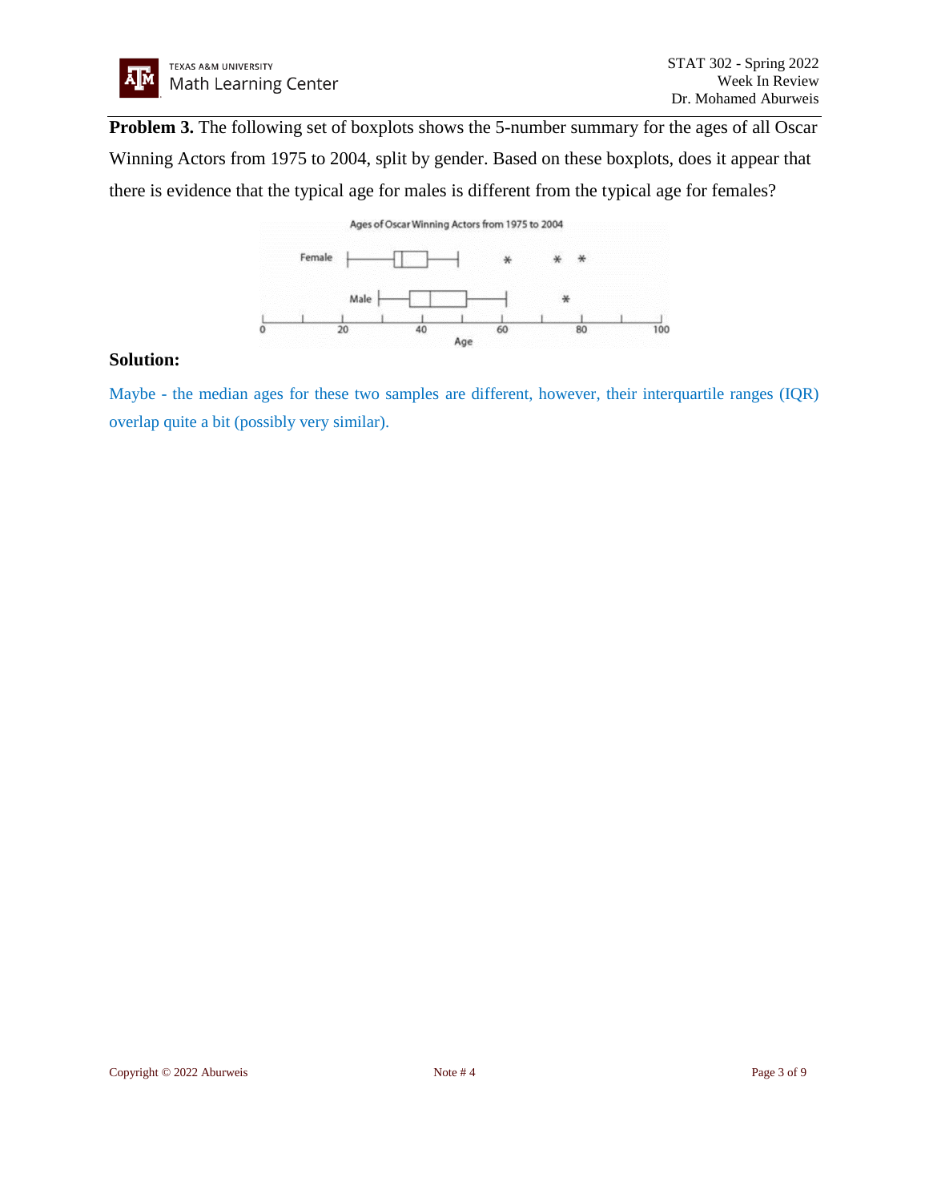**Problem 3.** The following set of boxplots shows the 5-number summary for the ages of all Oscar Winning Actors from 1975 to 2004, split by gender. Based on these boxplots, does it appear that there is evidence that the typical age for males is different from the typical age for females?

### Solution:

Maybe - the median ages for these two samples are different, however, their interquartile ranges (IQR) overlap quite a bit (possibly very similar).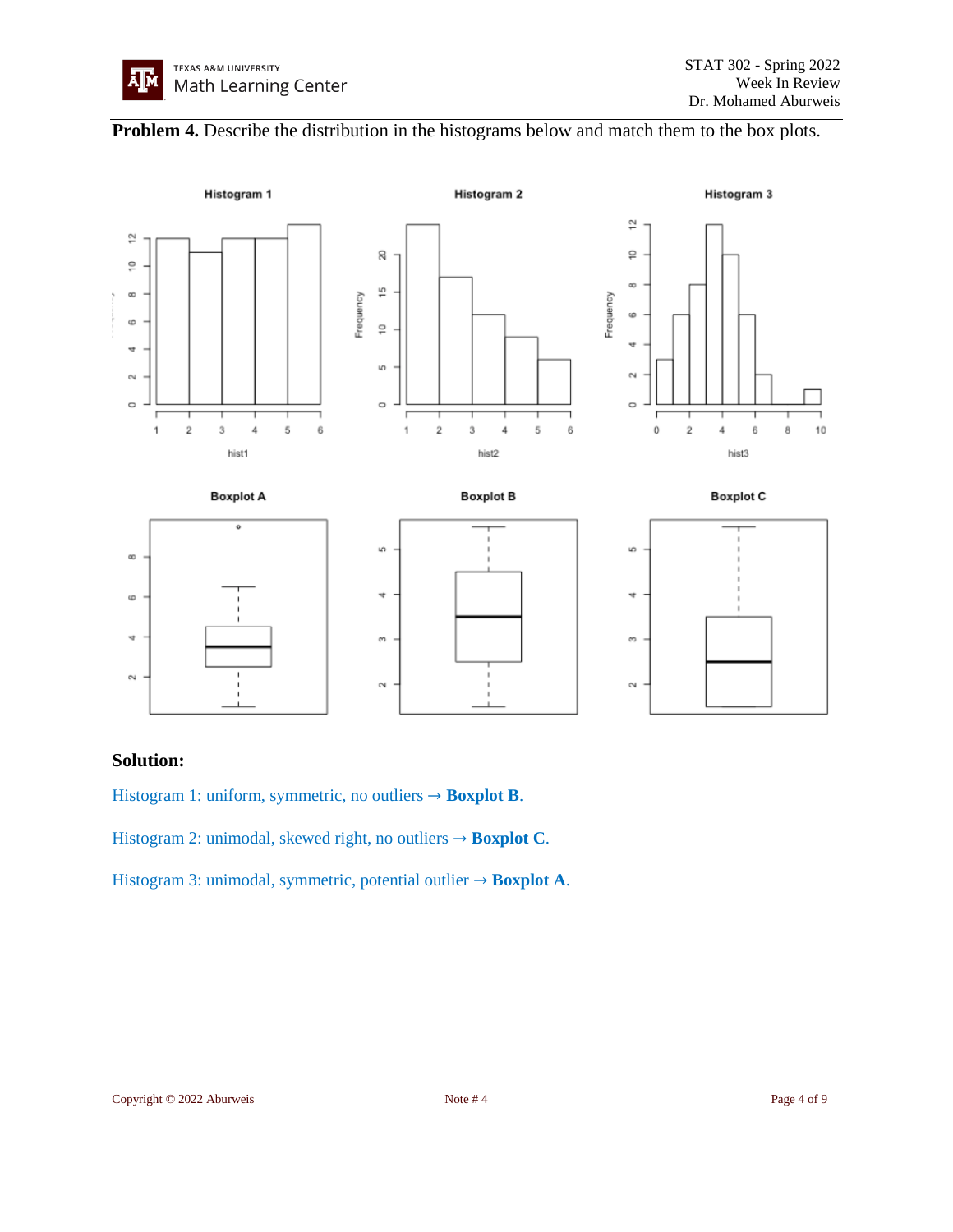**Problem 4.** Describe the distribution in the histograms below and match them to the box plots.

### Solution:

Histogram 1: uniform, symmetric, no outliers → **Boxplot B**.

Histogram 2: unimodal, skewed right, no outliers → **Boxplot C**.

Histogram 3: unimodal, symmetric, potential outlier → **Boxplot A**.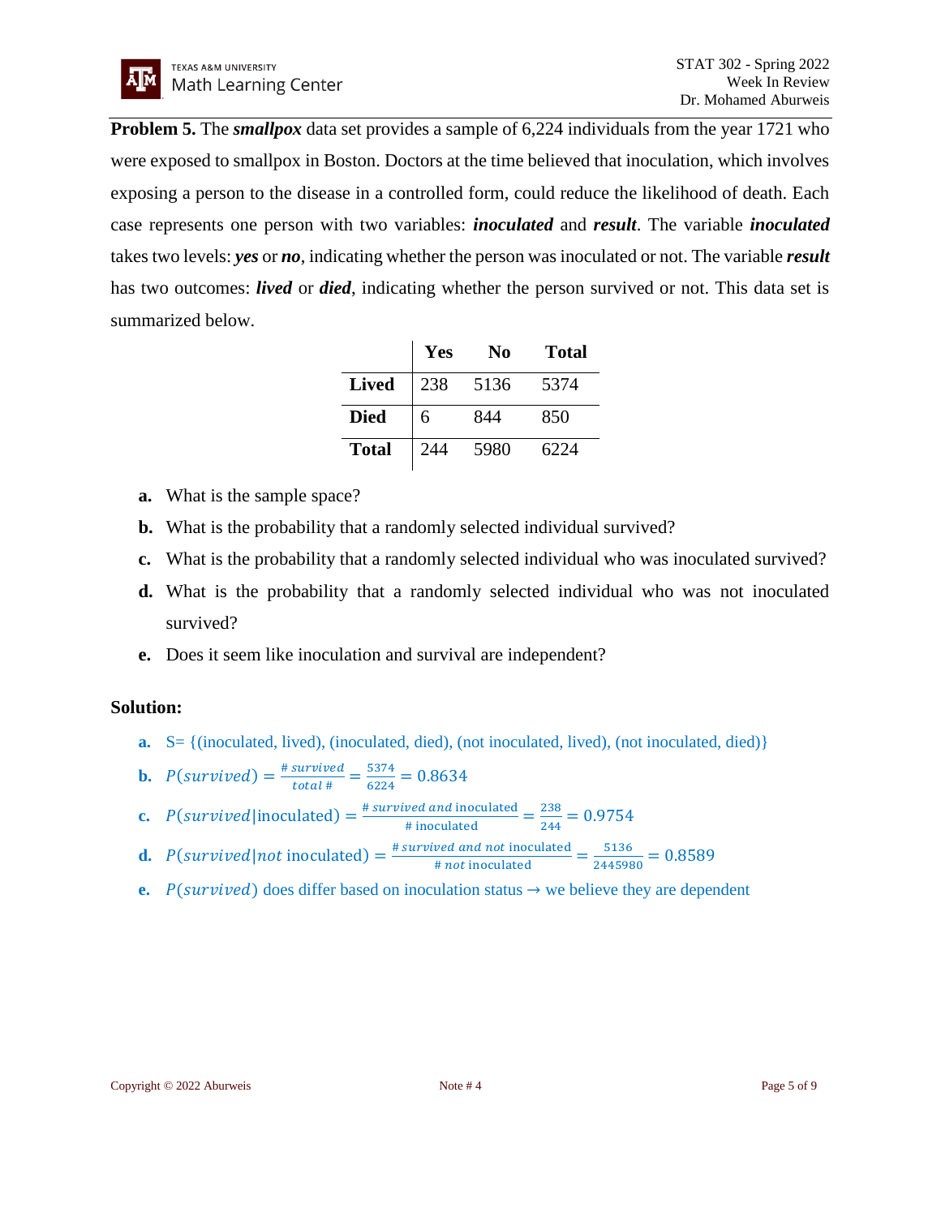**Problem 5.** The ***smallpox*** data set provides a sample of 6,224 individuals from the year 1721 who were exposed to smallpox in Boston. Doctors at the time believed that inoculation, which involves exposing a person to the disease in a controlled form, could reduce the likelihood of death. Each case represents one person with two variables: ***inoculated*** and ***result***. The variable ***inoculated*** takes two levels: ***yes*** or ***no***, indicating whether the person was inoculated or not. The variable ***result*** has two outcomes: ***lived*** or ***died***, indicating whether the person survived or not. This data set is summarized below.

| | **Yes** | **No** | **Total** |
|---|---|---|---|
| **Lived** | 238 | 5136 | 5374 |
| **Died** | 6 | 844 | 850 |
| **Total** | 244 | 5980 | 6224 |

**a.** What is the sample space?

**b.** What is the probability that a randomly selected individual survived?

**c.** What is the probability that a randomly selected individual who was inoculated survived?

**d.** What is the probability that a randomly selected individual who was not inoculated survived?

**e.** Does it seem like inoculation and survival are independent?

**Solution:**

**a.** S= {(inoculated, lived), (inoculated, died), (not inoculated, lived), (not inoculated, died)}

**b.** $P(survived) = \frac{\#\ survived}{total\ \#} = \frac{5374}{6224} = 0.8634$

**c.** $P(survived|\text{inoculated}) = \frac{\#\ survived\ and\ \text{inoculated}}{\#\ \text{inoculated}} = \frac{238}{244} = 0.9754$

**d.** $P(survived|not\ \text{inoculated}) = \frac{\#\ survived\ and\ not\ \text{inoculated}}{\#\ not\ \text{inoculated}} = \frac{5136}{2445980} = 0.8589$

**e.** $P(survived)$ does differ based on inoculation status → we believe they are dependent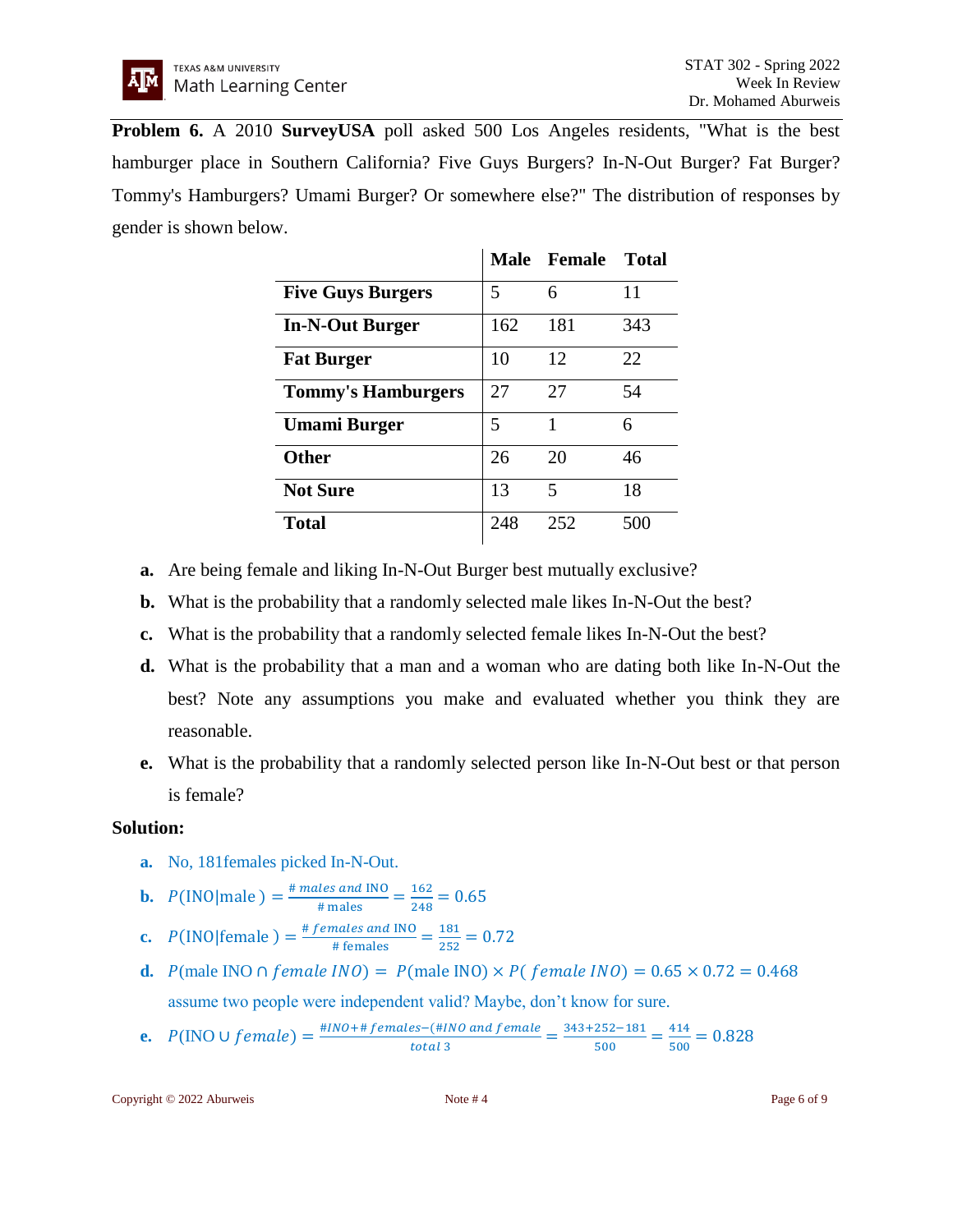**Problem 6.** A 2010 **SurveyUSA** poll asked 500 Los Angeles residents, "What is the best hamburger place in Southern California? Five Guys Burgers? In-N-Out Burger? Fat Burger? Tommy's Hamburgers? Umami Burger? Or somewhere else?" The distribution of responses by gender is shown below.

| | Male | Female | Total |
|---|---|---|---|
| **Five Guys Burgers** | 5 | 6 | 11 |
| **In-N-Out Burger** | 162 | 181 | 343 |
| **Fat Burger** | 10 | 12 | 22 |
| **Tommy's Hamburgers** | 27 | 27 | 54 |
| **Umami Burger** | 5 | 1 | 6 |
| **Other** | 26 | 20 | 46 |
| **Not Sure** | 13 | 5 | 18 |
| **Total** | 248 | 252 | 500 |

**a.** Are being female and liking In-N-Out Burger best mutually exclusive?

**b.** What is the probability that a randomly selected male likes In-N-Out the best?

**c.** What is the probability that a randomly selected female likes In-N-Out the best?

**d.** What is the probability that a man and a woman who are dating both like In-N-Out the best? Note any assumptions you make and evaluated whether you think they are reasonable.

**e.** What is the probability that a randomly selected person like In-N-Out best or that person is female?

**Solution:**

**a.** No, 181females picked In-N-Out.

**b.** $P(\text{INO}|\text{male}) = \frac{\#\,males\ and\ \text{INO}}{\#\,\text{males}} = \frac{162}{248} = 0.65$

**c.** $P(\text{INO}|\text{female}) = \frac{\#\,females\ and\ \text{INO}}{\#\,\text{females}} = \frac{181}{252} = 0.72$

**d.** $P(\text{male INO} \cap female\ INO) = P(\text{male INO}) \times P(female\ INO) = 0.65 \times 0.72 = 0.468$

assume two people were independent valid? Maybe, don't know for sure.

**e.** $P(\text{INO} \cup female) = \frac{\#INO + \#\,females - (\#INO\ and\ female}{total\ 3} = \frac{343+252-181}{500} = \frac{414}{500} = 0.828$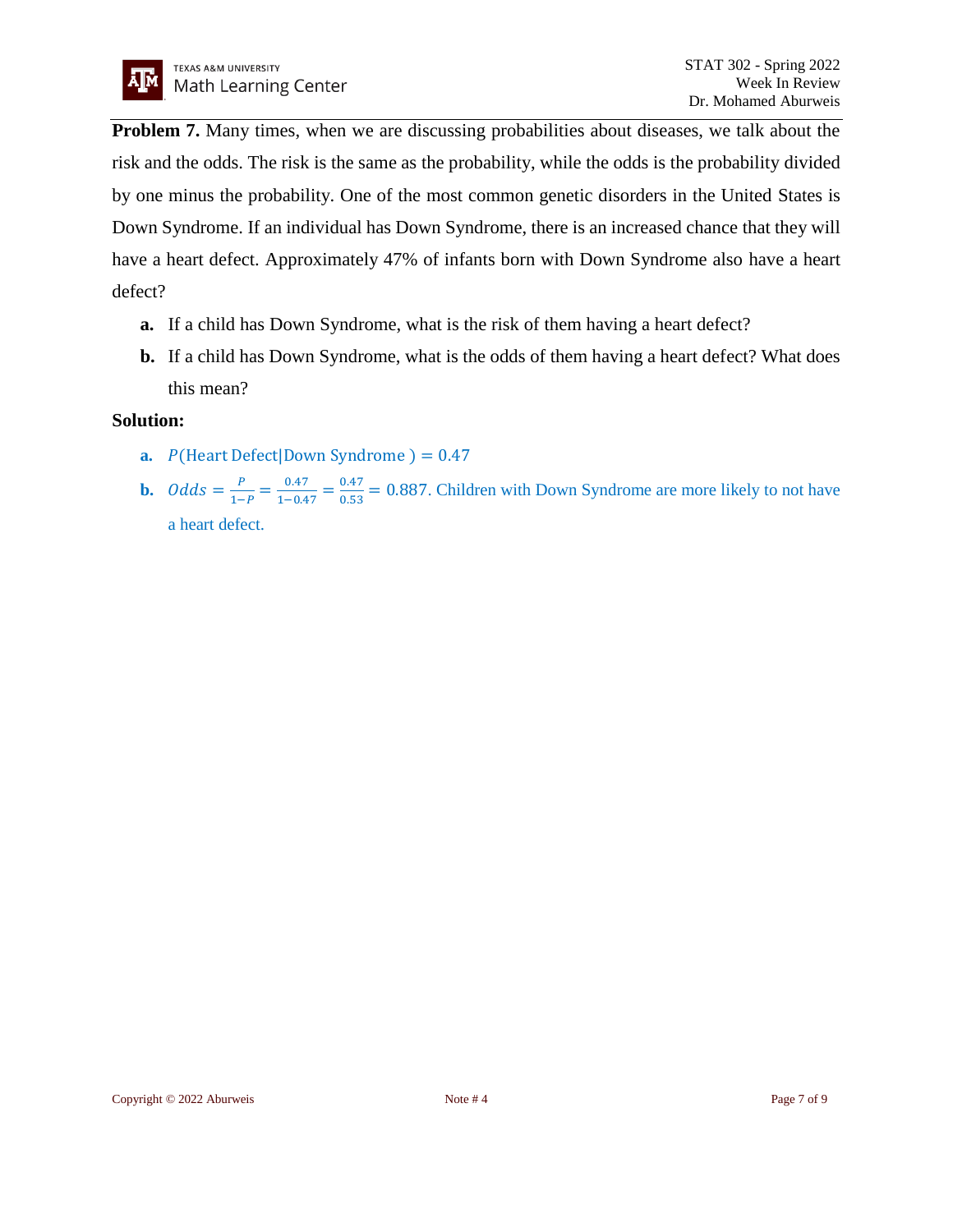**Problem 7.** Many times, when we are discussing probabilities about diseases, we talk about the risk and the odds. The risk is the same as the probability, while the odds is the probability divided by one minus the probability. One of the most common genetic disorders in the United States is Down Syndrome. If an individual has Down Syndrome, there is an increased chance that they will have a heart defect. Approximately 47% of infants born with Down Syndrome also have a heart defect?

**a.** If a child has Down Syndrome, what is the risk of them having a heart defect?

**b.** If a child has Down Syndrome, what is the odds of them having a heart defect? What does this mean?

**Solution:**

**a.** $P(\text{Heart Defect}|\text{Down Syndrome}) = 0.47$

**b.** $Odds = \frac{P}{1-P} = \frac{0.47}{1-0.47} = \frac{0.47}{0.53} = 0.887$. Children with Down Syndrome are more likely to not have a heart defect.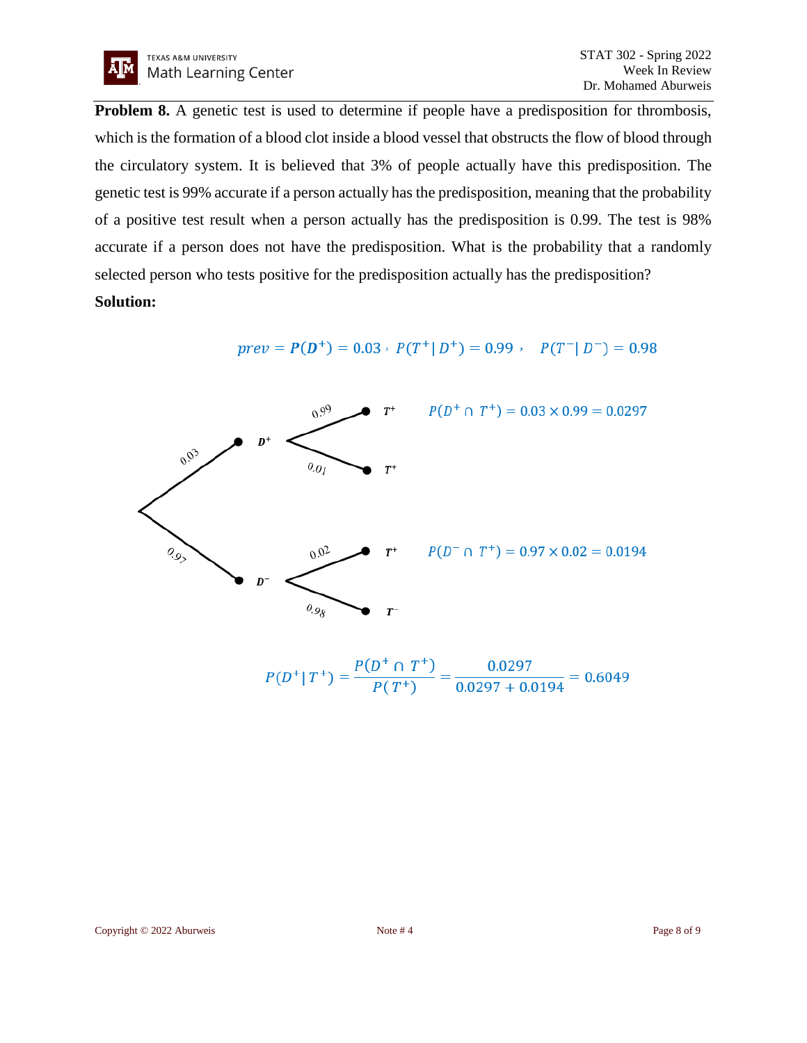**Problem 8.** A genetic test is used to determine if people have a predisposition for thrombosis, which is the formation of a blood clot inside a blood vessel that obstructs the flow of blood through the circulatory system. It is believed that 3% of people actually have this predisposition. The genetic test is 99% accurate if a person actually has the predisposition, meaning that the probability of a positive test result when a person actually has the predisposition is 0.99. The test is 98% accurate if a person does not have the predisposition. What is the probability that a randomly selected person who tests positive for the predisposition actually has the predisposition?

**Solution:**

$$prev = \boldsymbol{P(D^+)} = 0.03\,,\; P(T^+|\,D^+) = 0.99\,,\quad P(T^-|\,D^-) = 0.98$$

$D^+$ (0.03):
- $T^+$ (0.99): $P(D^+ \cap T^+) = 0.03 \times 0.99 = 0.0297$
- $T^+$ (0.01)

$D^-$ (0.97):
- $T^+$ (0.02): $P(D^- \cap T^+) = 0.97 \times 0.02 = 0.0194$
- $T^-$ (0.98)

$$P(D^+|\,T^+) = \frac{P(D^+ \cap T^+)}{P(T^+)} = \frac{0.0297}{0.0297 + 0.0194} = 0.6049$$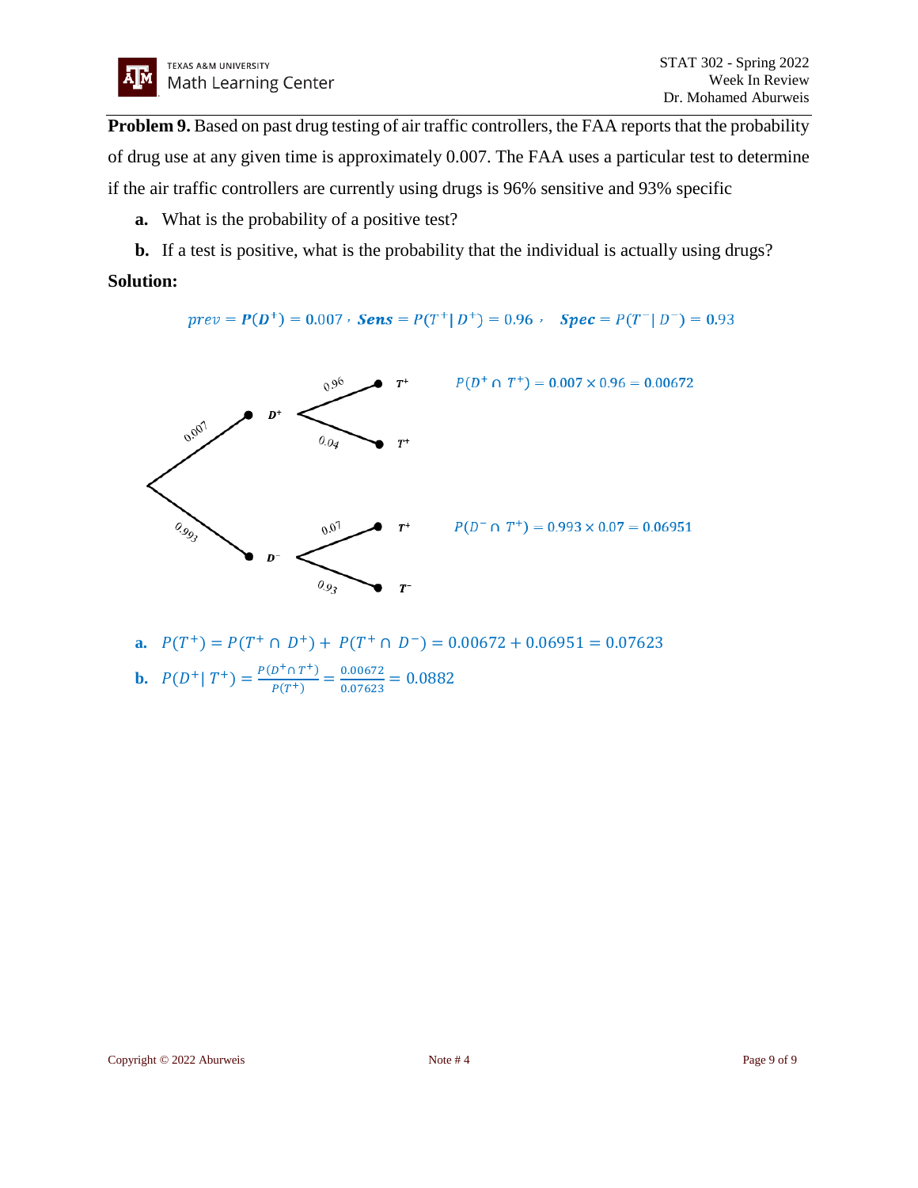**Problem 9.** Based on past drug testing of air traffic controllers, the FAA reports that the probability of drug use at any given time is approximately 0.007. The FAA uses a particular test to determine if the air traffic controllers are currently using drugs is 96% sensitive and 93% specific

**a.** What is the probability of a positive test?

**b.** If a test is positive, what is the probability that the individual is actually using drugs?

**Solution:**

$$prev = P(D^+) = 0.007 \text{ , } \textbf{Sens} = P(T^+ | D^+) = 0.96 \text{ , } \quad \textbf{Spec} = P(T^- | D^-) = 0.93$$

0.007

$D^+$

0.96

$T^+$

0.04

$T^+$

0.993

$D^-$

0.07

$T^+$

0.93

$T^-$

$P(D^+ \cap T^+) = 0.007 \times 0.96 = 0.00672$

$P(D^- \cap T^+) = 0.993 \times 0.07 = 0.06951$

**a.** $P(T^+) = P(T^+ \cap D^+) + P(T^+ \cap D^-) = 0.00672 + 0.06951 = 0.07623$

**b.** $P(D^+ | T^+) = \frac{P(D^+ \cap T^+)}{P(T^+)} = \frac{0.00672}{0.07623} = 0.0882$